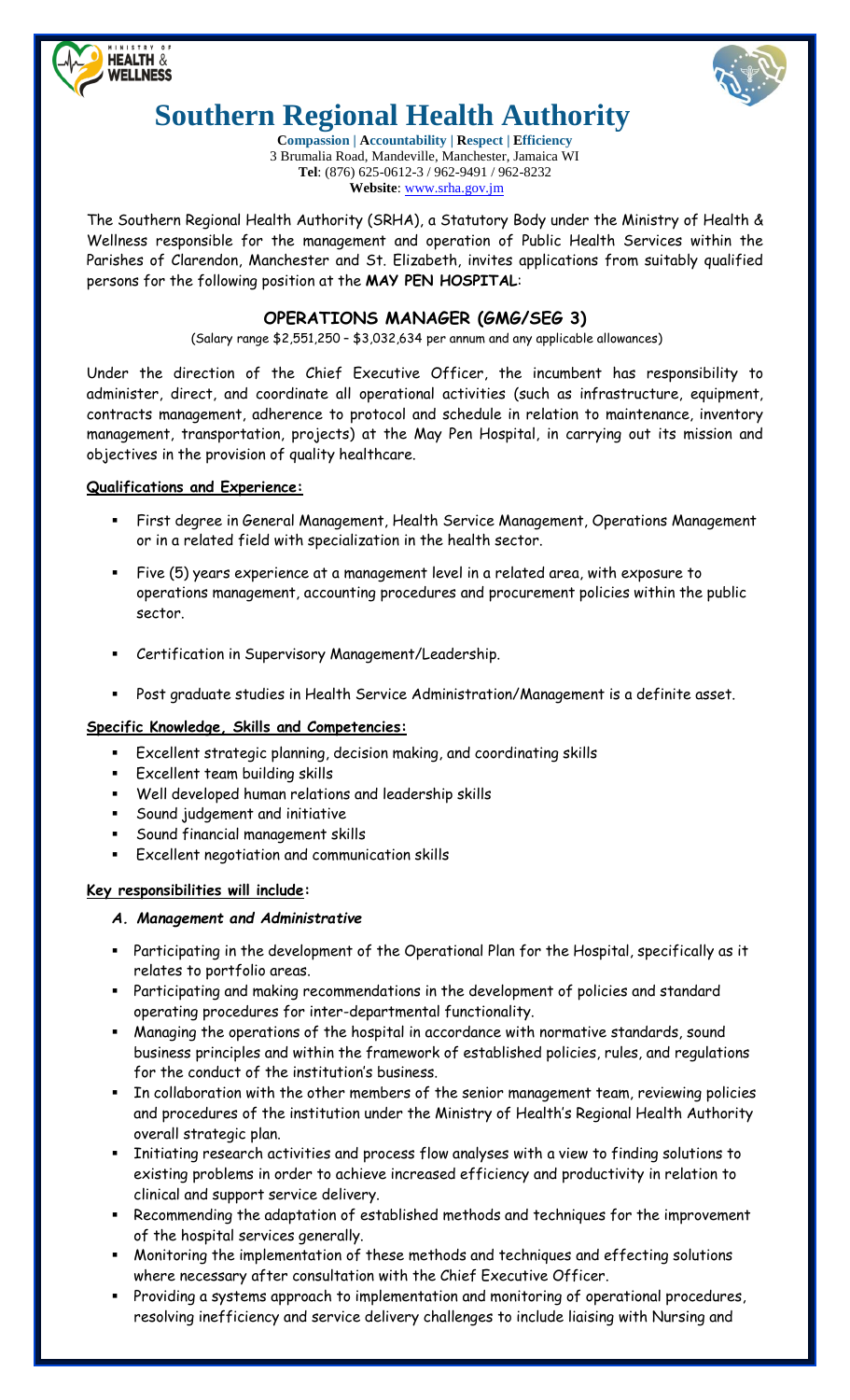# Southern Regional Health Authority

**Compassion | Accountability | Respect | Efficiency**
3 Brumalia Road, Mandeville, Manchester, Jamaica WI
**Tel**: (876) 625-0612-3 / 962-9491 / 962-8232
**Website**: www.srha.gov.jm

The Southern Regional Health Authority (SRHA), a Statutory Body under the Ministry of Health & Wellness responsible for the management and operation of Public Health Services within the Parishes of Clarendon, Manchester and St. Elizabeth, invites applications from suitably qualified persons for the following position at the **MAY PEN HOSPITAL**:

## OPERATIONS MANAGER (GMG/SEG 3)

(Salary range $2,551,250 – $3,032,634 per annum and any applicable allowances)

Under the direction of the Chief Executive Officer, the incumbent has responsibility to administer, direct, and coordinate all operational activities (such as infrastructure, equipment, contracts management, adherence to protocol and schedule in relation to maintenance, inventory management, transportation, projects) at the May Pen Hospital, in carrying out its mission and objectives in the provision of quality healthcare.

**Qualifications and Experience:**

- First degree in General Management, Health Service Management, Operations Management or in a related field with specialization in the health sector.
- Five (5) years experience at a management level in a related area, with exposure to operations management, accounting procedures and procurement policies within the public sector.
- Certification in Supervisory Management/Leadership.
- Post graduate studies in Health Service Administration/Management is a definite asset.

**Specific Knowledge, Skills and Competencies:**

- Excellent strategic planning, decision making, and coordinating skills
- Excellent team building skills
- Well developed human relations and leadership skills
- Sound judgement and initiative
- Sound financial management skills
- Excellent negotiation and communication skills

**Key responsibilities will include:**

***A. Management and Administrative***

- Participating in the development of the Operational Plan for the Hospital, specifically as it relates to portfolio areas.
- Participating and making recommendations in the development of policies and standard operating procedures for inter-departmental functionality.
- Managing the operations of the hospital in accordance with normative standards, sound business principles and within the framework of established policies, rules, and regulations for the conduct of the institution's business.
- In collaboration with the other members of the senior management team, reviewing policies and procedures of the institution under the Ministry of Health's Regional Health Authority overall strategic plan.
- Initiating research activities and process flow analyses with a view to finding solutions to existing problems in order to achieve increased efficiency and productivity in relation to clinical and support service delivery.
- Recommending the adaptation of established methods and techniques for the improvement of the hospital services generally.
- Monitoring the implementation of these methods and techniques and effecting solutions where necessary after consultation with the Chief Executive Officer.
- Providing a systems approach to implementation and monitoring of operational procedures, resolving inefficiency and service delivery challenges to include liaising with Nursing and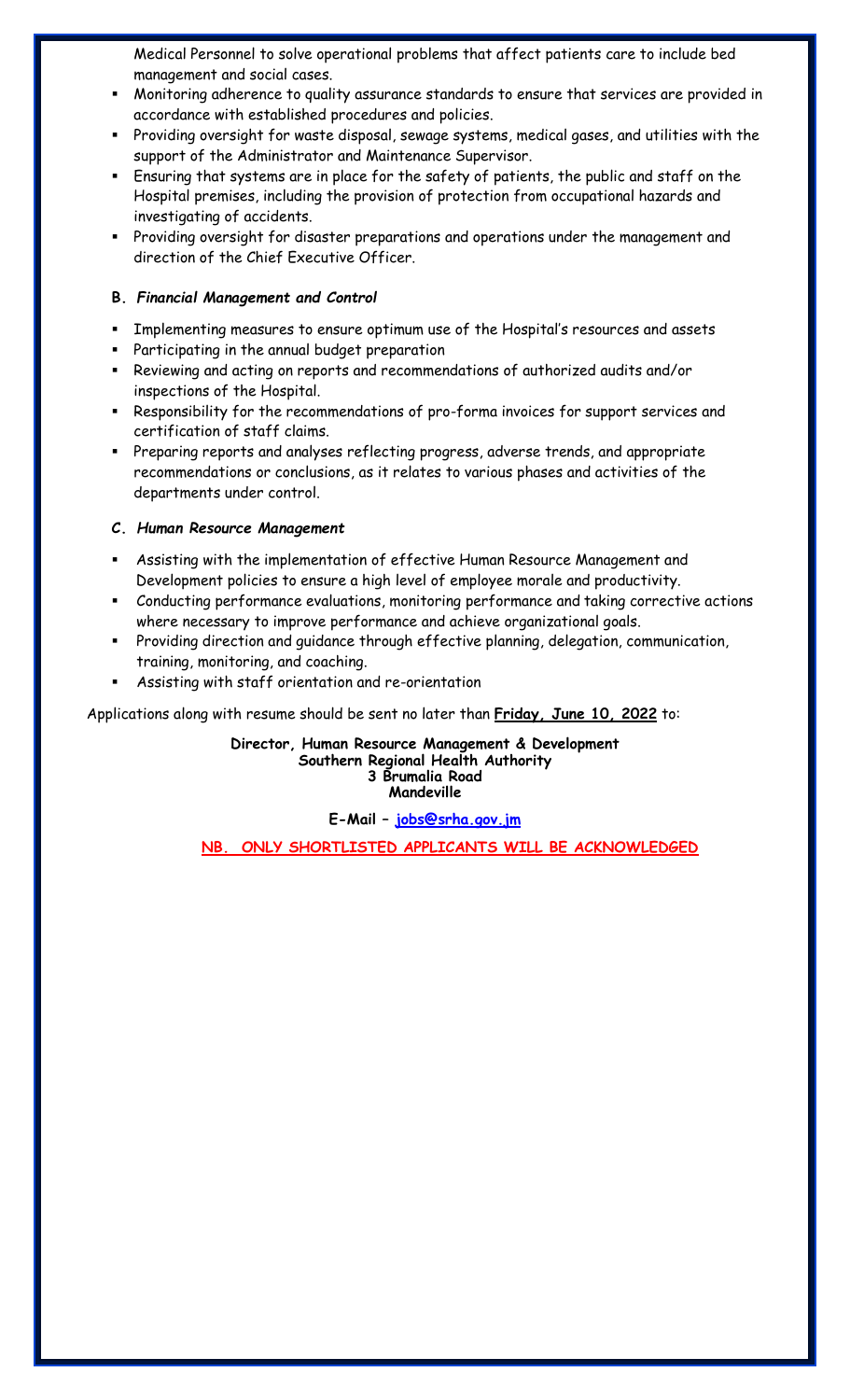Medical Personnel to solve operational problems that affect patients care to include bed management and social cases.

- Monitoring adherence to quality assurance standards to ensure that services are provided in accordance with established procedures and policies.
- Providing oversight for waste disposal, sewage systems, medical gases, and utilities with the support of the Administrator and Maintenance Supervisor.
- Ensuring that systems are in place for the safety of patients, the public and staff on the Hospital premises, including the provision of protection from occupational hazards and investigating of accidents.
- Providing oversight for disaster preparations and operations under the management and direction of the Chief Executive Officer.

**B. *Financial Management and Control***

- Implementing measures to ensure optimum use of the Hospital's resources and assets
- Participating in the annual budget preparation
- Reviewing and acting on reports and recommendations of authorized audits and/or inspections of the Hospital.
- Responsibility for the recommendations of pro-forma invoices for support services and certification of staff claims.
- Preparing reports and analyses reflecting progress, adverse trends, and appropriate recommendations or conclusions, as it relates to various phases and activities of the departments under control.

***C. Human Resource Management***

- Assisting with the implementation of effective Human Resource Management and Development policies to ensure a high level of employee morale and productivity.
- Conducting performance evaluations, monitoring performance and taking corrective actions where necessary to improve performance and achieve organizational goals.
- Providing direction and guidance through effective planning, delegation, communication, training, monitoring, and coaching.
- Assisting with staff orientation and re-orientation

Applications along with resume should be sent no later than **Friday, June 10, 2022** to:

**Director, Human Resource Management & Development**
**Southern Regional Health Authority**
**3 Brumalia Road**
**Mandeville**

**E-Mail – jobs@srha.gov.jm**

**NB. ONLY SHORTLISTED APPLICANTS WILL BE ACKNOWLEDGED**